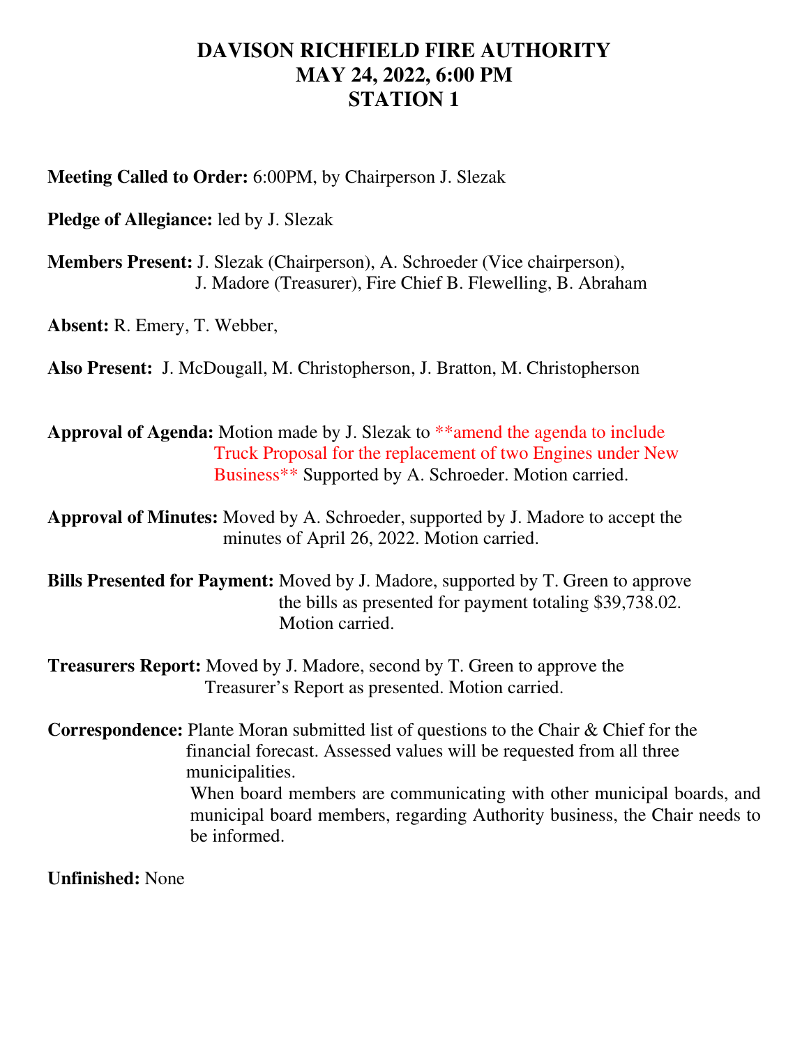# DAVISON RICHFIELD FIRE AUTHORITY
# MAY 24, 2022, 6:00 PM
# STATION 1

**Meeting Called to Order:** 6:00PM, by Chairperson J. Slezak

**Pledge of Allegiance:** led by J. Slezak

**Members Present:** J. Slezak (Chairperson), A. Schroeder (Vice chairperson), J. Madore (Treasurer), Fire Chief B. Flewelling, B. Abraham

**Absent:** R. Emery, T. Webber,

**Also Present:** J. McDougall, M. Christopherson, J. Bratton, M. Christopherson

**Approval of Agenda:** Motion made by J. Slezak to **amend the agenda to include Truck Proposal for the replacement of two Engines under New Business** Supported by A. Schroeder. Motion carried.

**Approval of Minutes:** Moved by A. Schroeder, supported by J. Madore to accept the minutes of April 26, 2022. Motion carried.

**Bills Presented for Payment:** Moved by J. Madore, supported by T. Green to approve the bills as presented for payment totaling $39,738.02. Motion carried.

**Treasurers Report:** Moved by J. Madore, second by T. Green to approve the Treasurer's Report as presented. Motion carried.

**Correspondence:** Plante Moran submitted list of questions to the Chair & Chief for the financial forecast. Assessed values will be requested from all three municipalities.

When board members are communicating with other municipal boards, and municipal board members, regarding Authority business, the Chair needs to be informed.

**Unfinished:** None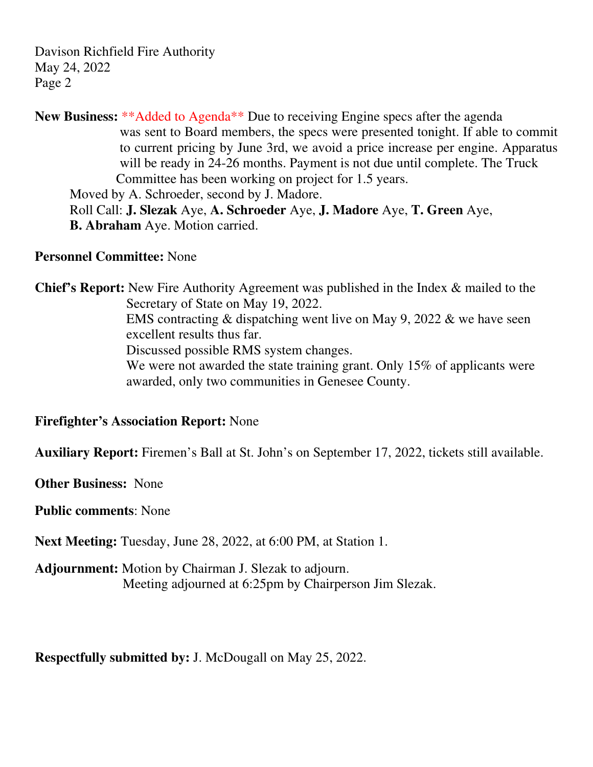**New Business:** **Added to Agenda** Due to receiving Engine specs after the agenda was sent to Board members, the specs were presented tonight. If able to commit to current pricing by June 3rd, we avoid a price increase per engine. Apparatus will be ready in 24-26 months. Payment is not due until complete. The Truck Committee has been working on project for 1.5 years.

Moved by A. Schroeder, second by J. Madore.
Roll Call: **J. Slezak** Aye, **A. Schroeder** Aye, **J. Madore** Aye, **T. Green** Aye, **B. Abraham** Aye. Motion carried.

**Personnel Committee:** None

**Chief's Report:** New Fire Authority Agreement was published in the Index & mailed to the Secretary of State on May 19, 2022.
EMS contracting & dispatching went live on May 9, 2022 & we have seen excellent results thus far.
Discussed possible RMS system changes.
We were not awarded the state training grant. Only 15% of applicants were awarded, only two communities in Genesee County.

**Firefighter's Association Report:** None

**Auxiliary Report:** Firemen's Ball at St. John's on September 17, 2022, tickets still available.

**Other Business:** None

**Public comments**: None

**Next Meeting:** Tuesday, June 28, 2022, at 6:00 PM, at Station 1.

**Adjournment:** Motion by Chairman J. Slezak to adjourn.
Meeting adjourned at 6:25pm by Chairperson Jim Slezak.

**Respectfully submitted by:** J. McDougall on May 25, 2022.